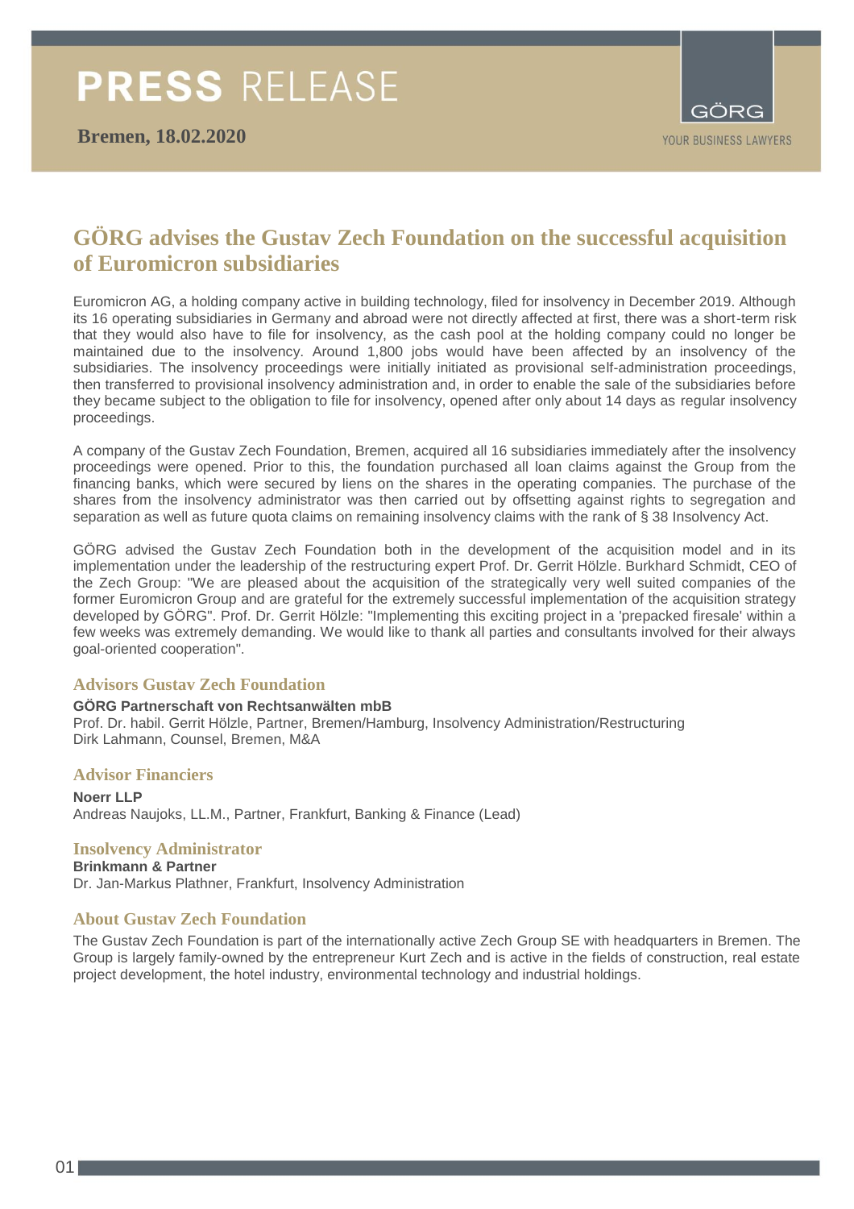# PRESS RELEASE

**Bremen, 18.02.2020**

GÖRG

YOUR BUSINESS LAWYERS

## GÖRG advises the Gustav Zech Foundation on the successful acquisition of Euromicron subsidiaries

Euromicron AG, a holding company active in building technology, filed for insolvency in December 2019. Although its 16 operating subsidiaries in Germany and abroad were not directly affected at first, there was a short-term risk that they would also have to file for insolvency, as the cash pool at the holding company could no longer be maintained due to the insolvency. Around 1,800 jobs would have been affected by an insolvency of the subsidiaries. The insolvency proceedings were initially initiated as provisional self-administration proceedings, then transferred to provisional insolvency administration and, in order to enable the sale of the subsidiaries before they became subject to the obligation to file for insolvency, opened after only about 14 days as regular insolvency proceedings.

A company of the Gustav Zech Foundation, Bremen, acquired all 16 subsidiaries immediately after the insolvency proceedings were opened. Prior to this, the foundation purchased all loan claims against the Group from the financing banks, which were secured by liens on the shares in the operating companies. The purchase of the shares from the insolvency administrator was then carried out by offsetting against rights to segregation and separation as well as future quota claims on remaining insolvency claims with the rank of § 38 Insolvency Act.

GÖRG advised the Gustav Zech Foundation both in the development of the acquisition model and in its implementation under the leadership of the restructuring expert Prof. Dr. Gerrit Hölzle. Burkhard Schmidt, CEO of the Zech Group: "We are pleased about the acquisition of the strategically very well suited companies of the former Euromicron Group and are grateful for the extremely successful implementation of the acquisition strategy developed by GÖRG". Prof. Dr. Gerrit Hölzle: "Implementing this exciting project in a 'prepacked firesale' within a few weeks was extremely demanding. We would like to thank all parties and consultants involved for their always goal-oriented cooperation".

### Advisors Gustav Zech Foundation

**GÖRG Partnerschaft von Rechtsanwälten mbB**
Prof. Dr. habil. Gerrit Hölzle, Partner, Bremen/Hamburg, Insolvency Administration/Restructuring
Dirk Lahmann, Counsel, Bremen, M&A

### Advisor Financiers

**Noerr LLP**
Andreas Naujoks, LL.M., Partner, Frankfurt, Banking & Finance (Lead)

### Insolvency Administrator

**Brinkmann & Partner**
Dr. Jan-Markus Plathner, Frankfurt, Insolvency Administration

### About Gustav Zech Foundation

The Gustav Zech Foundation is part of the internationally active Zech Group SE with headquarters in Bremen. The Group is largely family-owned by the entrepreneur Kurt Zech and is active in the fields of construction, real estate project development, the hotel industry, environmental technology and industrial holdings.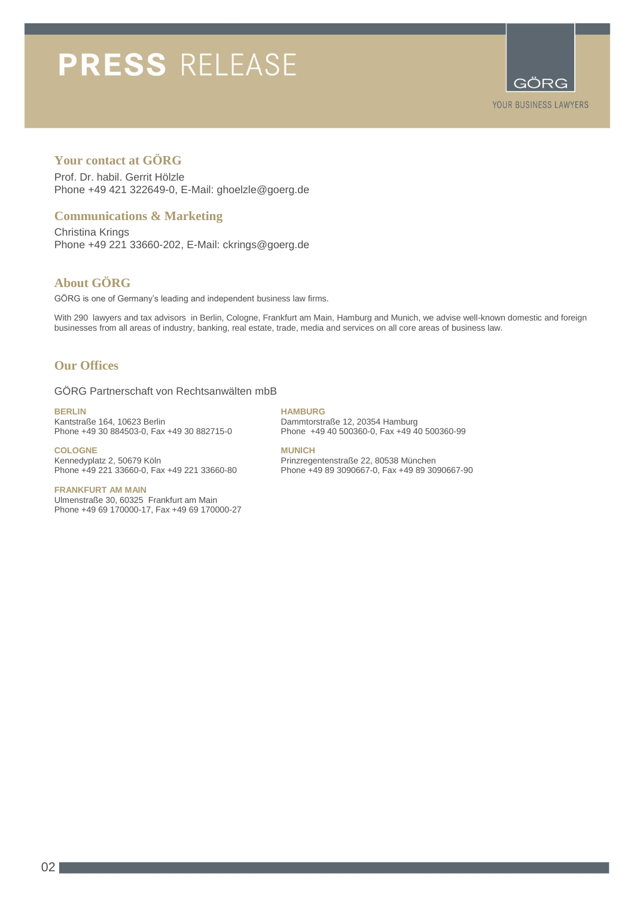# PRESS RELEASE

GÖRG
YOUR BUSINESS LAWYERS

## Your contact at GÖRG

Prof. Dr. habil. Gerrit Hölzle
Phone +49 421 322649-0, E-Mail: ghoelzle@goerg.de

## Communications & Marketing

Christina Krings
Phone +49 221 33660-202, E-Mail: ckrings@goerg.de

## About GÖRG

GÖRG is one of Germany's leading and independent business law firms.

With 290 lawyers and tax advisors in Berlin, Cologne, Frankfurt am Main, Hamburg and Munich, we advise well-known domestic and foreign businesses from all areas of industry, banking, real estate, trade, media and services on all core areas of business law.

## Our Offices

GÖRG Partnerschaft von Rechtsanwälten mbB

**BERLIN**
Kantstraße 164, 10623 Berlin
Phone +49 30 884503-0, Fax +49 30 882715-0

**COLOGNE**
Kennedyplatz 2, 50679 Köln
Phone +49 221 33660-0, Fax +49 221 33660-80

**FRANKFURT AM MAIN**
Ulmenstraße 30, 60325 Frankfurt am Main
Phone +49 69 170000-17, Fax +49 69 170000-27

**HAMBURG**
Dammtorstraße 12, 20354 Hamburg
Phone +49 40 500360-0, Fax +49 40 500360-99

**MUNICH**
Prinzregentenstraße 22, 80538 München
Phone +49 89 3090667-0, Fax +49 89 3090667-90